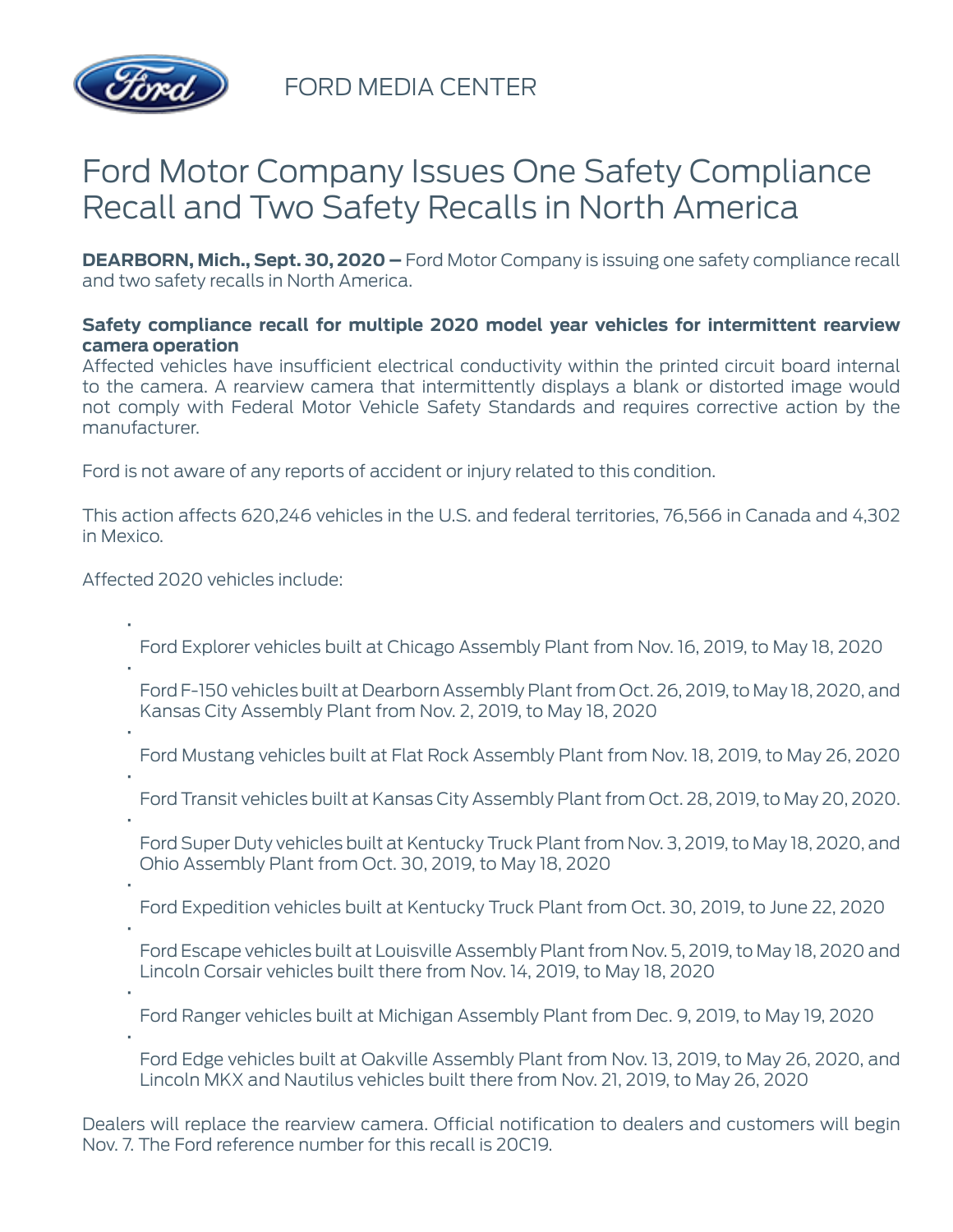FORD MEDIA CENTER

# Ford Motor Company Issues One Safety Compliance Recall and Two Safety Recalls in North America

**DEARBORN, Mich., Sept. 30, 2020 –** Ford Motor Company is issuing one safety compliance recall and two safety recalls in North America.

**Safety compliance recall for multiple 2020 model year vehicles for intermittent rearview camera operation**

Affected vehicles have insufficient electrical conductivity within the printed circuit board internal to the camera. A rearview camera that intermittently displays a blank or distorted image would not comply with Federal Motor Vehicle Safety Standards and requires corrective action by the manufacturer.

Ford is not aware of any reports of accident or injury related to this condition.

This action affects 620,246 vehicles in the U.S. and federal territories, 76,566 in Canada and 4,302 in Mexico.

Affected 2020 vehicles include:

- Ford Explorer vehicles built at Chicago Assembly Plant from Nov. 16, 2019, to May 18, 2020
- Ford F-150 vehicles built at Dearborn Assembly Plant from Oct. 26, 2019, to May 18, 2020, and Kansas City Assembly Plant from Nov. 2, 2019, to May 18, 2020
- Ford Mustang vehicles built at Flat Rock Assembly Plant from Nov. 18, 2019, to May 26, 2020
- Ford Transit vehicles built at Kansas City Assembly Plant from Oct. 28, 2019, to May 20, 2020.
- Ford Super Duty vehicles built at Kentucky Truck Plant from Nov. 3, 2019, to May 18, 2020, and Ohio Assembly Plant from Oct. 30, 2019, to May 18, 2020
- Ford Expedition vehicles built at Kentucky Truck Plant from Oct. 30, 2019, to June 22, 2020
- Ford Escape vehicles built at Louisville Assembly Plant from Nov. 5, 2019, to May 18, 2020 and Lincoln Corsair vehicles built there from Nov. 14, 2019, to May 18, 2020
- Ford Ranger vehicles built at Michigan Assembly Plant from Dec. 9, 2019, to May 19, 2020
- Ford Edge vehicles built at Oakville Assembly Plant from Nov. 13, 2019, to May 26, 2020, and Lincoln MKX and Nautilus vehicles built there from Nov. 21, 2019, to May 26, 2020

Dealers will replace the rearview camera. Official notification to dealers and customers will begin Nov. 7. The Ford reference number for this recall is 20C19.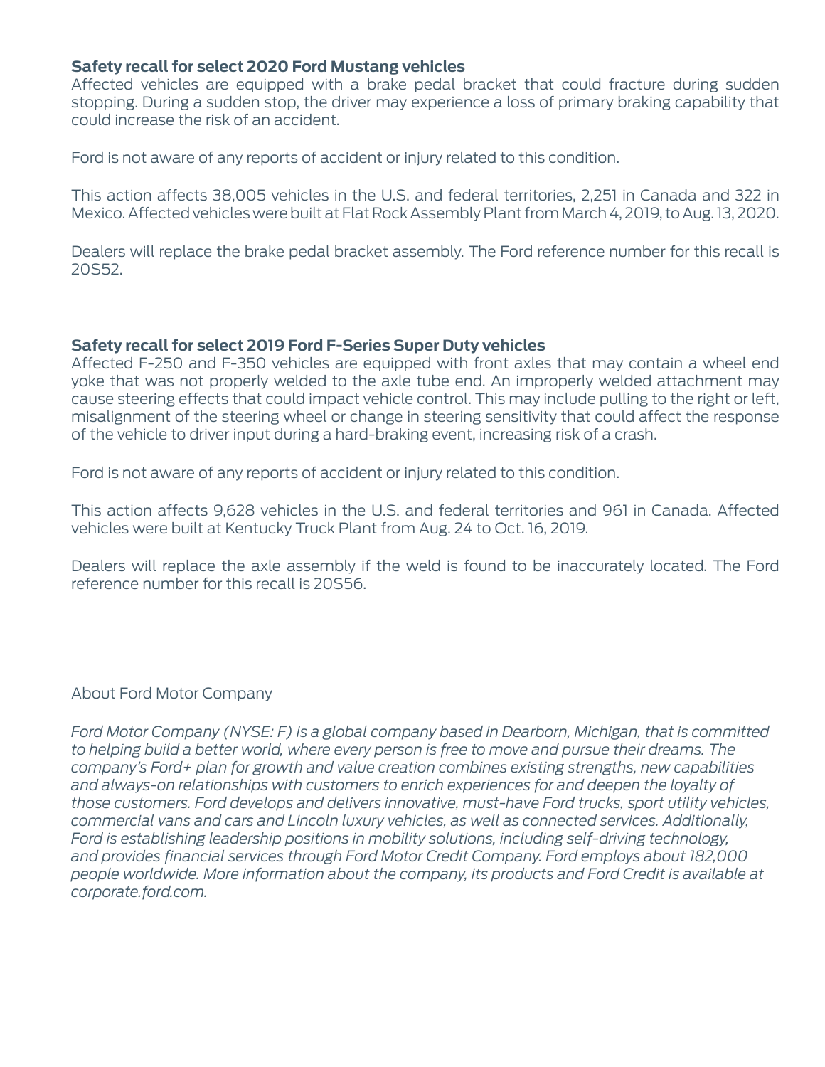**Safety recall for select 2020 Ford Mustang vehicles**

Affected vehicles are equipped with a brake pedal bracket that could fracture during sudden stopping. During a sudden stop, the driver may experience a loss of primary braking capability that could increase the risk of an accident.

Ford is not aware of any reports of accident or injury related to this condition.

This action affects 38,005 vehicles in the U.S. and federal territories, 2,251 in Canada and 322 in Mexico. Affected vehicles were built at Flat Rock Assembly Plant from March 4, 2019, to Aug. 13, 2020.

Dealers will replace the brake pedal bracket assembly. The Ford reference number for this recall is 20S52.

**Safety recall for select 2019 Ford F-Series Super Duty vehicles**

Affected F-250 and F-350 vehicles are equipped with front axles that may contain a wheel end yoke that was not properly welded to the axle tube end. An improperly welded attachment may cause steering effects that could impact vehicle control. This may include pulling to the right or left, misalignment of the steering wheel or change in steering sensitivity that could affect the response of the vehicle to driver input during a hard-braking event, increasing risk of a crash.

Ford is not aware of any reports of accident or injury related to this condition.

This action affects 9,628 vehicles in the U.S. and federal territories and 961 in Canada. Affected vehicles were built at Kentucky Truck Plant from Aug. 24 to Oct. 16, 2019.

Dealers will replace the axle assembly if the weld is found to be inaccurately located. The Ford reference number for this recall is 20S56.

About Ford Motor Company

*Ford Motor Company (NYSE: F) is a global company based in Dearborn, Michigan, that is committed to helping build a better world, where every person is free to move and pursue their dreams. The company's Ford+ plan for growth and value creation combines existing strengths, new capabilities and always-on relationships with customers to enrich experiences for and deepen the loyalty of those customers. Ford develops and delivers innovative, must-have Ford trucks, sport utility vehicles, commercial vans and cars and Lincoln luxury vehicles, as well as connected services. Additionally, Ford is establishing leadership positions in mobility solutions, including self-driving technology, and provides financial services through Ford Motor Credit Company. Ford employs about 182,000 people worldwide. More information about the company, its products and Ford Credit is available at corporate.ford.com.*